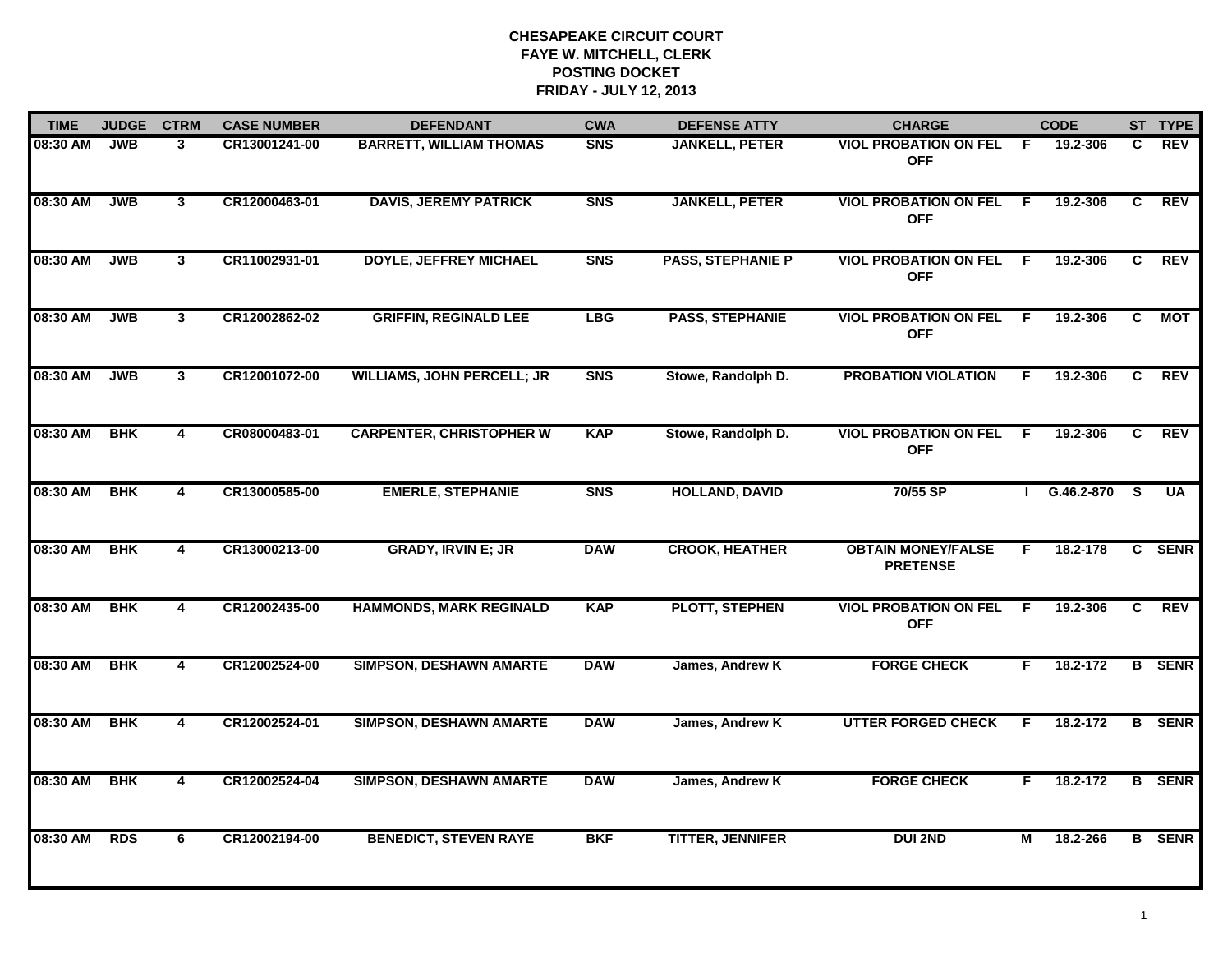**CHESAPEAKE CIRCUIT COURT**
**FAYE W. MITCHELL, CLERK**
**POSTING DOCKET**
**FRIDAY - JULY 12, 2013**

| TIME | JUDGE | CTRM | CASE NUMBER | DEFENDANT | CWA | DEFENSE ATTY | CHARGE | | CODE | ST | TYPE |
|---|---|---|---|---|---|---|---|---|---|---|---|
| 08:30 AM | JWB | 3 | CR13001241-00 | BARRETT, WILLIAM THOMAS | SNS | JANKELL, PETER | VIOL PROBATION ON FEL OFF | F | 19.2-306 | C | REV |
| 08:30 AM | JWB | 3 | CR12000463-01 | DAVIS, JEREMY PATRICK | SNS | JANKELL, PETER | VIOL PROBATION ON FEL OFF | F | 19.2-306 | C | REV |
| 08:30 AM | JWB | 3 | CR11002931-01 | DOYLE, JEFFREY MICHAEL | SNS | PASS, STEPHANIE P | VIOL PROBATION ON FEL OFF | F | 19.2-306 | C | REV |
| 08:30 AM | JWB | 3 | CR12002862-02 | GRIFFIN, REGINALD LEE | LBG | PASS, STEPHANIE | VIOL PROBATION ON FEL OFF | F | 19.2-306 | C | MOT |
| 08:30 AM | JWB | 3 | CR12001072-00 | WILLIAMS, JOHN PERCELL; JR | SNS | Stowe, Randolph D. | PROBATION VIOLATION | F | 19.2-306 | C | REV |
| 08:30 AM | BHK | 4 | CR08000483-01 | CARPENTER, CHRISTOPHER W | KAP | Stowe, Randolph D. | VIOL PROBATION ON FEL OFF | F | 19.2-306 | C | REV |
| 08:30 AM | BHK | 4 | CR13000585-00 | EMERLE, STEPHANIE | SNS | HOLLAND, DAVID | 70/55 SP | I | G.46.2-870 | S | UA |
| 08:30 AM | BHK | 4 | CR13000213-00 | GRADY, IRVIN E; JR | DAW | CROOK, HEATHER | OBTAIN MONEY/FALSE PRETENSE | F | 18.2-178 | C | SENR |
| 08:30 AM | BHK | 4 | CR12002435-00 | HAMMONDS, MARK REGINALD | KAP | PLOTT, STEPHEN | VIOL PROBATION ON FEL OFF | F | 19.2-306 | C | REV |
| 08:30 AM | BHK | 4 | CR12002524-00 | SIMPSON, DESHAWN AMARTE | DAW | James, Andrew K | FORGE CHECK | F | 18.2-172 | B | SENR |
| 08:30 AM | BHK | 4 | CR12002524-01 | SIMPSON, DESHAWN AMARTE | DAW | James, Andrew K | UTTER FORGED CHECK | F | 18.2-172 | B | SENR |
| 08:30 AM | BHK | 4 | CR12002524-04 | SIMPSON, DESHAWN AMARTE | DAW | James, Andrew K | FORGE CHECK | F | 18.2-172 | B | SENR |
| 08:30 AM | RDS | 6 | CR12002194-00 | BENEDICT, STEVEN RAYE | BKF | TITTER, JENNIFER | DUI 2ND | M | 18.2-266 | B | SENR |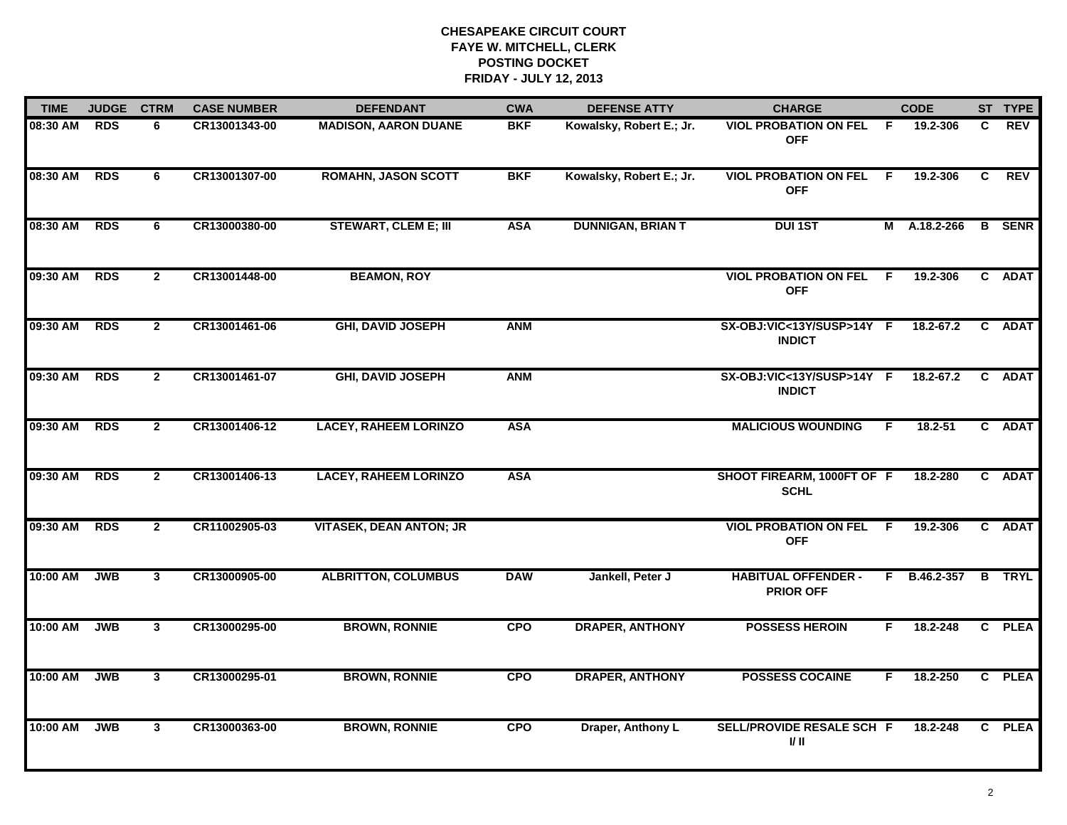**CHESAPEAKE CIRCUIT COURT**
**FAYE W. MITCHELL, CLERK**
**POSTING DOCKET**
**FRIDAY - JULY 12, 2013**

| TIME | JUDGE | CTRM | CASE NUMBER | DEFENDANT | CWA | DEFENSE ATTY | CHARGE | | CODE | ST | TYPE |
|---|---|---|---|---|---|---|---|---|---|---|---|
| 08:30 AM | RDS | 6 | CR13001343-00 | MADISON, AARON DUANE | BKF | Kowalsky, Robert E.; Jr. | VIOL PROBATION ON FEL OFF | F | 19.2-306 | C | REV |
| 08:30 AM | RDS | 6 | CR13001307-00 | ROMAHN, JASON SCOTT | BKF | Kowalsky, Robert E.; Jr. | VIOL PROBATION ON FEL OFF | F | 19.2-306 | C | REV |
| 08:30 AM | RDS | 6 | CR13000380-00 | STEWART, CLEM E; III | ASA | DUNNIGAN, BRIAN T | DUI 1ST | M | A.18.2-266 | B | SENR |
| 09:30 AM | RDS | 2 | CR13001448-00 | BEAMON, ROY | | | VIOL PROBATION ON FEL OFF | F | 19.2-306 | C | ADAT |
| 09:30 AM | RDS | 2 | CR13001461-06 | GHI, DAVID JOSEPH | ANM | | SX-OBJ:VIC<13Y/SUSP>14Y INDICT | F | 18.2-67.2 | C | ADAT |
| 09:30 AM | RDS | 2 | CR13001461-07 | GHI, DAVID JOSEPH | ANM | | SX-OBJ:VIC<13Y/SUSP>14Y INDICT | F | 18.2-67.2 | C | ADAT |
| 09:30 AM | RDS | 2 | CR13001406-12 | LACEY, RAHEEM LORINZO | ASA | | MALICIOUS WOUNDING | F | 18.2-51 | C | ADAT |
| 09:30 AM | RDS | 2 | CR13001406-13 | LACEY, RAHEEM LORINZO | ASA | | SHOOT FIREARM, 1000FT OF SCHL | F | 18.2-280 | C | ADAT |
| 09:30 AM | RDS | 2 | CR11002905-03 | VITASEK, DEAN ANTON; JR | | | VIOL PROBATION ON FEL OFF | F | 19.2-306 | C | ADAT |
| 10:00 AM | JWB | 3 | CR13000905-00 | ALBRITTON, COLUMBUS | DAW | Jankell, Peter J | HABITUAL OFFENDER - PRIOR OFF | F | B.46.2-357 | B | TRYL |
| 10:00 AM | JWB | 3 | CR13000295-00 | BROWN, RONNIE | CPO | DRAPER, ANTHONY | POSSESS HEROIN | F | 18.2-248 | C | PLEA |
| 10:00 AM | JWB | 3 | CR13000295-01 | BROWN, RONNIE | CPO | DRAPER, ANTHONY | POSSESS COCAINE | F | 18.2-250 | C | PLEA |
| 10:00 AM | JWB | 3 | CR13000363-00 | BROWN, RONNIE | CPO | Draper, Anthony L | SELL/PROVIDE RESALE SCH I/ II | F | 18.2-248 | C | PLEA |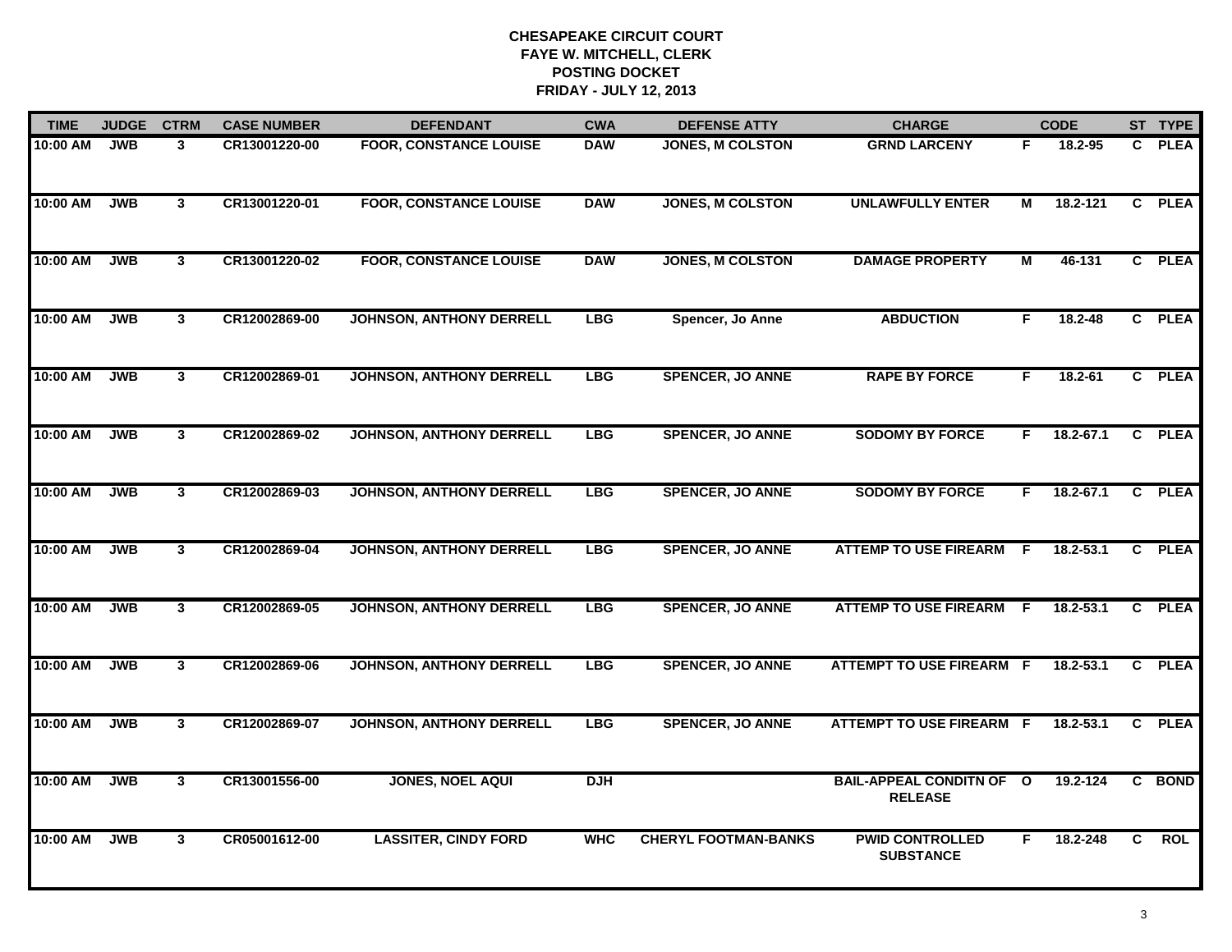# CHESAPEAKE CIRCUIT COURT
## FAYE W. MITCHELL, CLERK
## POSTING DOCKET
## FRIDAY - JULY 12, 2013

| TIME | JUDGE | CTRM | CASE NUMBER | DEFENDANT | CWA | DEFENSE ATTY | CHARGE | | CODE | ST | TYPE |
|---|---|---|---|---|---|---|---|---|---|---|---|
| 10:00 AM | JWB | 3 | CR13001220-00 | FOOR, CONSTANCE LOUISE | DAW | JONES, M COLSTON | GRND LARCENY | F | 18.2-95 | C | PLEA |
| 10:00 AM | JWB | 3 | CR13001220-01 | FOOR, CONSTANCE LOUISE | DAW | JONES, M COLSTON | UNLAWFULLY ENTER | M | 18.2-121 | C | PLEA |
| 10:00 AM | JWB | 3 | CR13001220-02 | FOOR, CONSTANCE LOUISE | DAW | JONES, M COLSTON | DAMAGE PROPERTY | M | 46-131 | C | PLEA |
| 10:00 AM | JWB | 3 | CR12002869-00 | JOHNSON, ANTHONY DERRELL | LBG | Spencer, Jo Anne | ABDUCTION | F | 18.2-48 | C | PLEA |
| 10:00 AM | JWB | 3 | CR12002869-01 | JOHNSON, ANTHONY DERRELL | LBG | SPENCER, JO ANNE | RAPE BY FORCE | F | 18.2-61 | C | PLEA |
| 10:00 AM | JWB | 3 | CR12002869-02 | JOHNSON, ANTHONY DERRELL | LBG | SPENCER, JO ANNE | SODOMY BY FORCE | F | 18.2-67.1 | C | PLEA |
| 10:00 AM | JWB | 3 | CR12002869-03 | JOHNSON, ANTHONY DERRELL | LBG | SPENCER, JO ANNE | SODOMY BY FORCE | F | 18.2-67.1 | C | PLEA |
| 10:00 AM | JWB | 3 | CR12002869-04 | JOHNSON, ANTHONY DERRELL | LBG | SPENCER, JO ANNE | ATTEMP TO USE FIREARM | F | 18.2-53.1 | C | PLEA |
| 10:00 AM | JWB | 3 | CR12002869-05 | JOHNSON, ANTHONY DERRELL | LBG | SPENCER, JO ANNE | ATTEMP TO USE FIREARM | F | 18.2-53.1 | C | PLEA |
| 10:00 AM | JWB | 3 | CR12002869-06 | JOHNSON, ANTHONY DERRELL | LBG | SPENCER, JO ANNE | ATTEMPT TO USE FIREARM | F | 18.2-53.1 | C | PLEA |
| 10:00 AM | JWB | 3 | CR12002869-07 | JOHNSON, ANTHONY DERRELL | LBG | SPENCER, JO ANNE | ATTEMPT TO USE FIREARM | F | 18.2-53.1 | C | PLEA |
| 10:00 AM | JWB | 3 | CR13001556-00 | JONES, NOEL AQUI | DJH | | BAIL-APPEAL CONDITN OF RELEASE | O | 19.2-124 | C | BOND |
| 10:00 AM | JWB | 3 | CR05001612-00 | LASSITER, CINDY FORD | WHC | CHERYL FOOTMAN-BANKS | PWID CONTROLLED SUBSTANCE | F | 18.2-248 | C | ROL |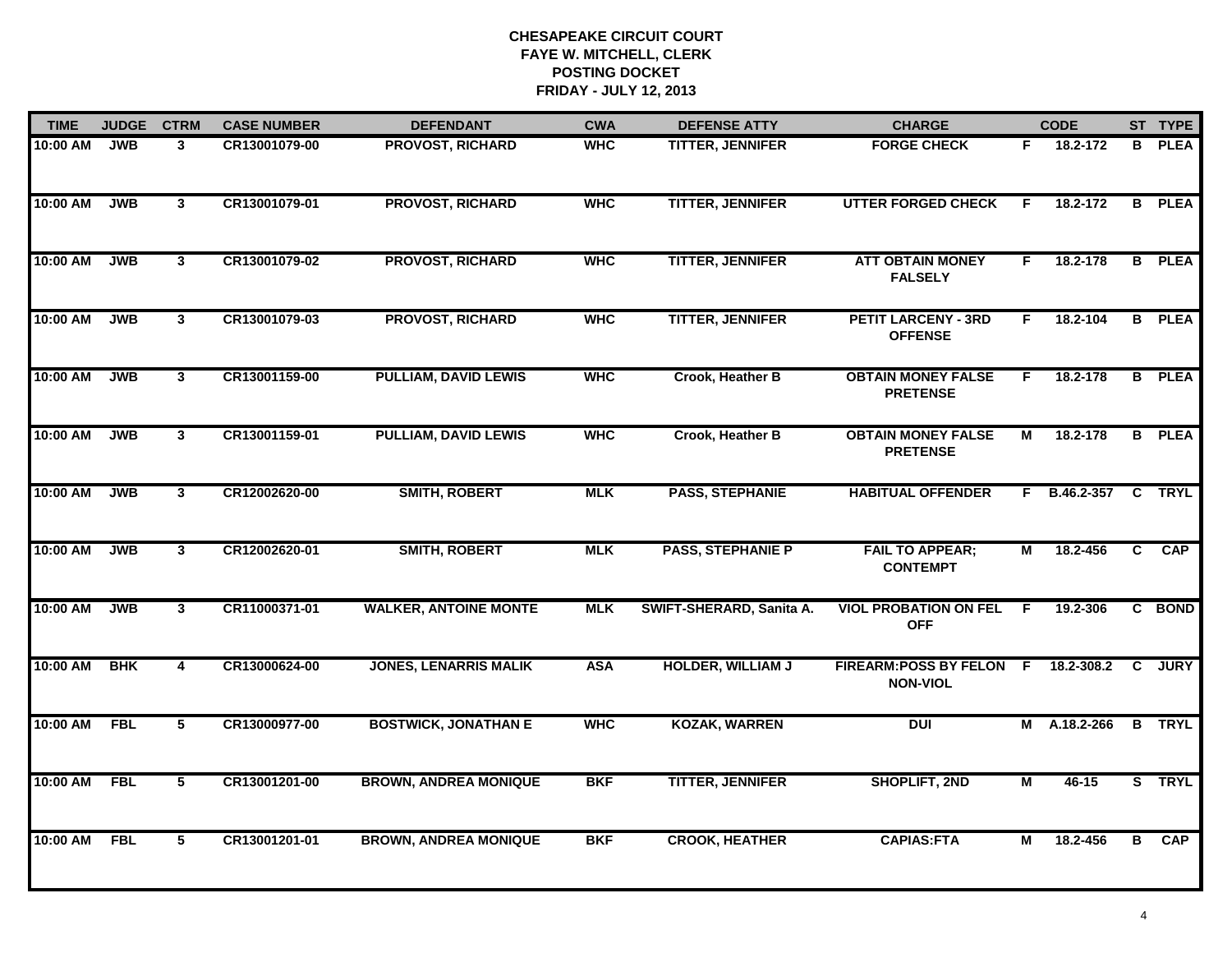**CHESAPEAKE CIRCUIT COURT**
**FAYE W. MITCHELL, CLERK**
**POSTING DOCKET**
**FRIDAY - JULY 12, 2013**

| TIME | JUDGE | CTRM | CASE NUMBER | DEFENDANT | CWA | DEFENSE ATTY | CHARGE | | CODE | ST | TYPE |
|---|---|---|---|---|---|---|---|---|---|---|---|
| 10:00 AM | JWB | 3 | CR13001079-00 | PROVOST, RICHARD | WHC | TITTER, JENNIFER | FORGE CHECK | F | 18.2-172 | B | PLEA |
| 10:00 AM | JWB | 3 | CR13001079-01 | PROVOST, RICHARD | WHC | TITTER, JENNIFER | UTTER FORGED CHECK | F | 18.2-172 | B | PLEA |
| 10:00 AM | JWB | 3 | CR13001079-02 | PROVOST, RICHARD | WHC | TITTER, JENNIFER | ATT OBTAIN MONEY FALSELY | F | 18.2-178 | B | PLEA |
| 10:00 AM | JWB | 3 | CR13001079-03 | PROVOST, RICHARD | WHC | TITTER, JENNIFER | PETIT LARCENY - 3RD OFFENSE | F | 18.2-104 | B | PLEA |
| 10:00 AM | JWB | 3 | CR13001159-00 | PULLIAM, DAVID LEWIS | WHC | Crook, Heather B | OBTAIN MONEY FALSE PRETENSE | F | 18.2-178 | B | PLEA |
| 10:00 AM | JWB | 3 | CR13001159-01 | PULLIAM, DAVID LEWIS | WHC | Crook, Heather B | OBTAIN MONEY FALSE PRETENSE | M | 18.2-178 | B | PLEA |
| 10:00 AM | JWB | 3 | CR12002620-00 | SMITH, ROBERT | MLK | PASS, STEPHANIE | HABITUAL OFFENDER | F | B.46.2-357 | C | TRYL |
| 10:00 AM | JWB | 3 | CR12002620-01 | SMITH, ROBERT | MLK | PASS, STEPHANIE P | FAIL TO APPEAR; CONTEMPT | M | 18.2-456 | C | CAP |
| 10:00 AM | JWB | 3 | CR11000371-01 | WALKER, ANTOINE MONTE | MLK | SWIFT-SHERARD, Sanita A. | VIOL PROBATION ON FEL OFF | F | 19.2-306 | C | BOND |
| 10:00 AM | BHK | 4 | CR13000624-00 | JONES, LENARRIS MALIK | ASA | HOLDER, WILLIAM J | FIREARM:POSS BY FELON NON-VIOL | F | 18.2-308.2 | C | JURY |
| 10:00 AM | FBL | 5 | CR13000977-00 | BOSTWICK, JONATHAN E | WHC | KOZAK, WARREN | DUI | M | A.18.2-266 | B | TRYL |
| 10:00 AM | FBL | 5 | CR13001201-00 | BROWN, ANDREA MONIQUE | BKF | TITTER, JENNIFER | SHOPLIFT, 2ND | M | 46-15 | S | TRYL |
| 10:00 AM | FBL | 5 | CR13001201-01 | BROWN, ANDREA MONIQUE | BKF | CROOK, HEATHER | CAPIAS:FTA | M | 18.2-456 | B | CAP |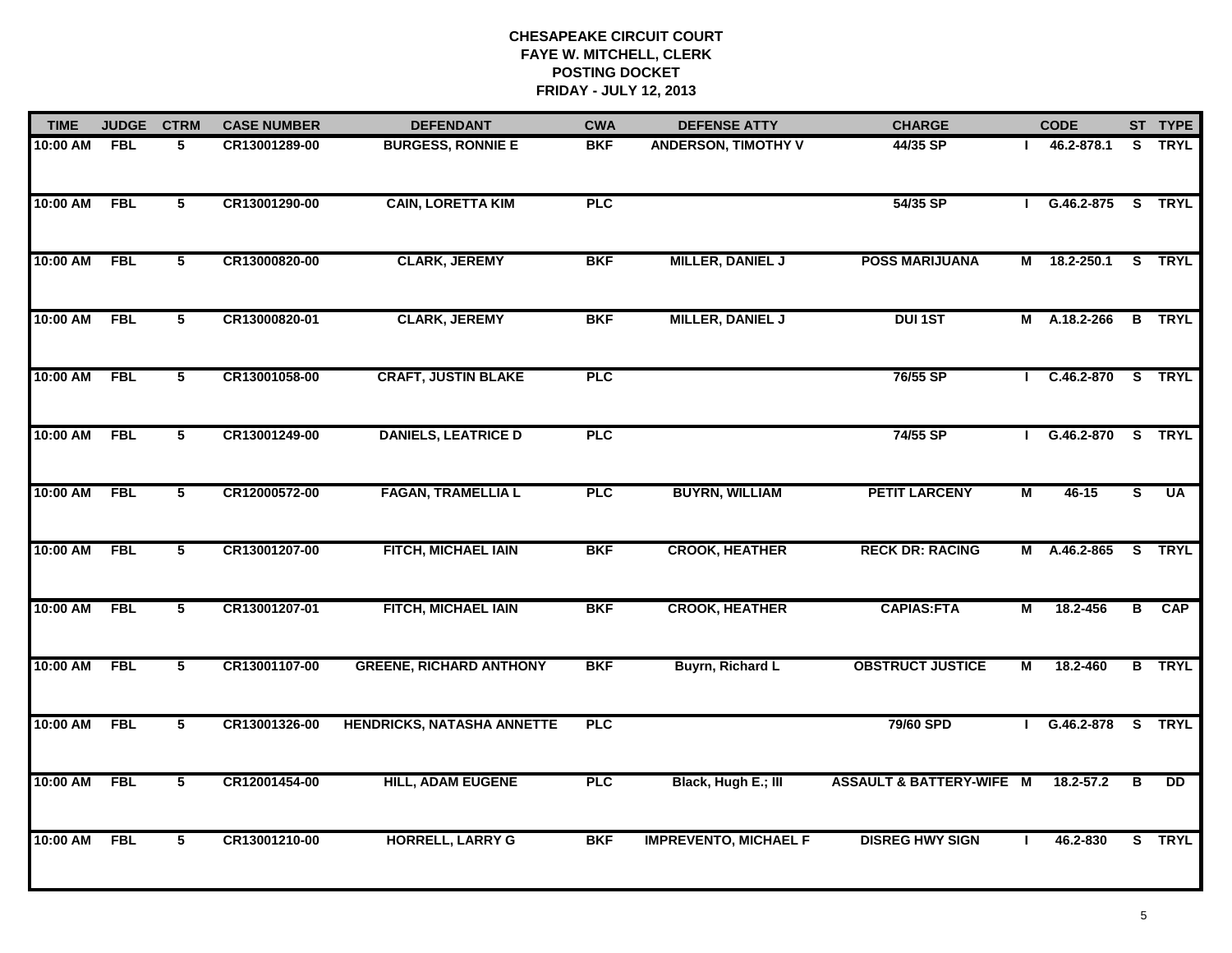**CHESAPEAKE CIRCUIT COURT**
**FAYE W. MITCHELL, CLERK**
**POSTING DOCKET**
**FRIDAY - JULY 12, 2013**

| TIME | JUDGE | CTRM | CASE NUMBER | DEFENDANT | CWA | DEFENSE ATTY | CHARGE | | CODE | ST | TYPE |
|---|---|---|---|---|---|---|---|---|---|---|---|
| 10:00 AM | FBL | 5 | CR13001289-00 | BURGESS, RONNIE E | BKF | ANDERSON, TIMOTHY V | 44/35 SP | I | 46.2-878.1 | S | TRYL |
| 10:00 AM | FBL | 5 | CR13001290-00 | CAIN, LORETTA KIM | PLC | | 54/35 SP | I | G.46.2-875 | S | TRYL |
| 10:00 AM | FBL | 5 | CR13000820-00 | CLARK, JEREMY | BKF | MILLER, DANIEL J | POSS MARIJUANA | M | 18.2-250.1 | S | TRYL |
| 10:00 AM | FBL | 5 | CR13000820-01 | CLARK, JEREMY | BKF | MILLER, DANIEL J | DUI 1ST | M | A.18.2-266 | B | TRYL |
| 10:00 AM | FBL | 5 | CR13001058-00 | CRAFT, JUSTIN BLAKE | PLC | | 76/55 SP | I | C.46.2-870 | S | TRYL |
| 10:00 AM | FBL | 5 | CR13001249-00 | DANIELS, LEATRICE D | PLC | | 74/55 SP | I | G.46.2-870 | S | TRYL |
| 10:00 AM | FBL | 5 | CR12000572-00 | FAGAN, TRAMELLIA L | PLC | BUYRN, WILLIAM | PETIT LARCENY | M | 46-15 | S | UA |
| 10:00 AM | FBL | 5 | CR13001207-00 | FITCH, MICHAEL IAIN | BKF | CROOK, HEATHER | RECK DR: RACING | M | A.46.2-865 | S | TRYL |
| 10:00 AM | FBL | 5 | CR13001207-01 | FITCH, MICHAEL IAIN | BKF | CROOK, HEATHER | CAPIAS:FTA | M | 18.2-456 | B | CAP |
| 10:00 AM | FBL | 5 | CR13001107-00 | GREENE, RICHARD ANTHONY | BKF | Buyrn, Richard L | OBSTRUCT JUSTICE | M | 18.2-460 | B | TRYL |
| 10:00 AM | FBL | 5 | CR13001326-00 | HENDRICKS, NATASHA ANNETTE | PLC | | 79/60 SPD | I | G.46.2-878 | S | TRYL |
| 10:00 AM | FBL | 5 | CR12001454-00 | HILL, ADAM EUGENE | PLC | Black, Hugh E.; III | ASSAULT & BATTERY-WIFE | M | 18.2-57.2 | B | DD |
| 10:00 AM | FBL | 5 | CR13001210-00 | HORRELL, LARRY G | BKF | IMPREVENTO, MICHAEL F | DISREG HWY SIGN | I | 46.2-830 | S | TRYL |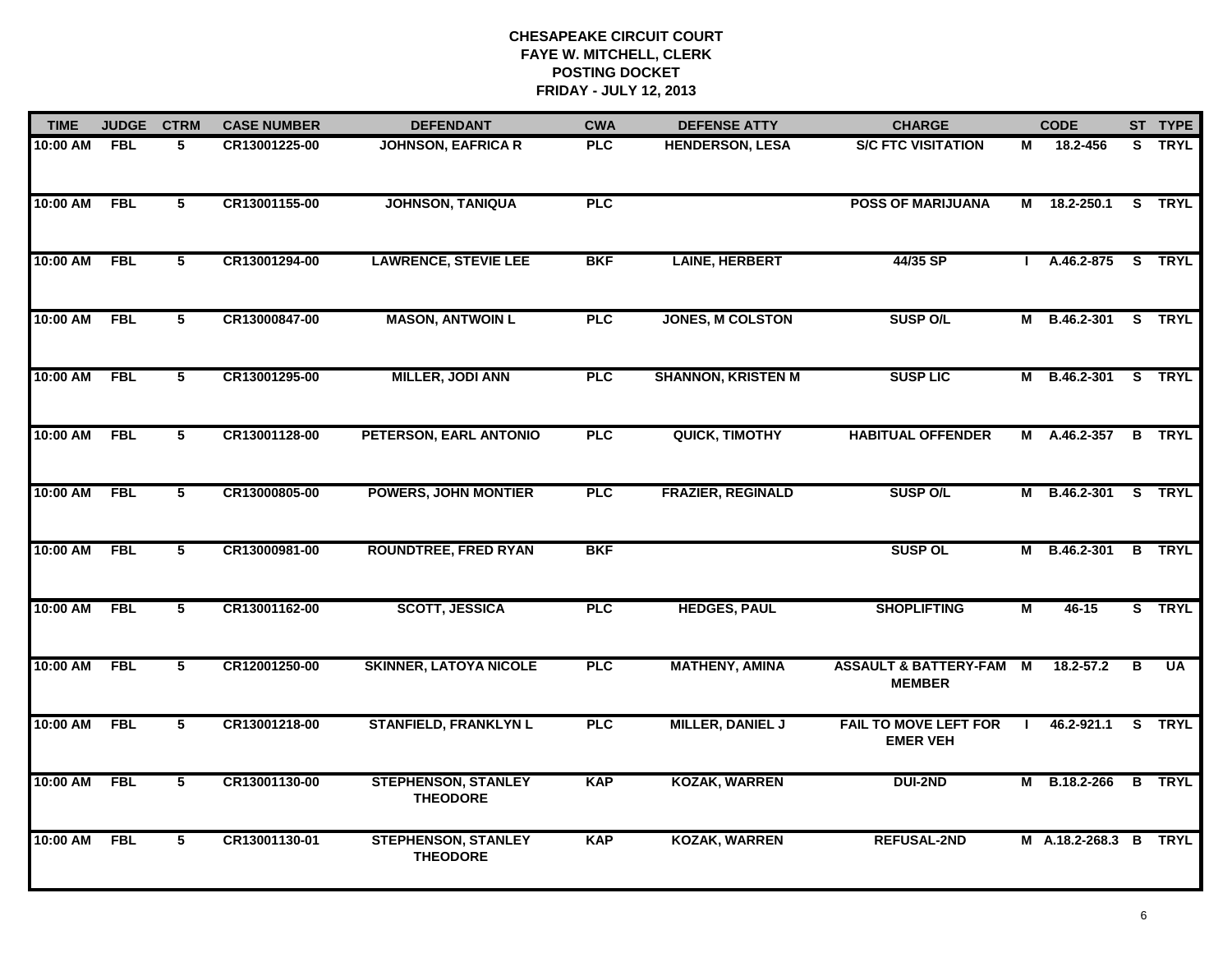**CHESAPEAKE CIRCUIT COURT**
**FAYE W. MITCHELL, CLERK**
**POSTING DOCKET**
**FRIDAY - JULY 12, 2013**

| TIME | JUDGE | CTRM | CASE NUMBER | DEFENDANT | CWA | DEFENSE ATTY | CHARGE | | CODE | ST | TYPE |
|---|---|---|---|---|---|---|---|---|---|---|---|
| 10:00 AM | FBL | 5 | CR13001225-00 | JOHNSON, EAFRICA R | PLC | HENDERSON, LESA | S/C FTC VISITATION | M | 18.2-456 | S | TRYL |
| 10:00 AM | FBL | 5 | CR13001155-00 | JOHNSON, TANIQUA | PLC | | POSS OF MARIJUANA | M | 18.2-250.1 | S | TRYL |
| 10:00 AM | FBL | 5 | CR13001294-00 | LAWRENCE, STEVIE LEE | BKF | LAINE, HERBERT | 44/35 SP | I | A.46.2-875 | S | TRYL |
| 10:00 AM | FBL | 5 | CR13000847-00 | MASON, ANTWOIN L | PLC | JONES, M COLSTON | SUSP O/L | M | B.46.2-301 | S | TRYL |
| 10:00 AM | FBL | 5 | CR13001295-00 | MILLER, JODI ANN | PLC | SHANNON, KRISTEN M | SUSP LIC | M | B.46.2-301 | S | TRYL |
| 10:00 AM | FBL | 5 | CR13001128-00 | PETERSON, EARL ANTONIO | PLC | QUICK, TIMOTHY | HABITUAL OFFENDER | M | A.46.2-357 | B | TRYL |
| 10:00 AM | FBL | 5 | CR13000805-00 | POWERS, JOHN MONTIER | PLC | FRAZIER, REGINALD | SUSP O/L | M | B.46.2-301 | S | TRYL |
| 10:00 AM | FBL | 5 | CR13000981-00 | ROUNDTREE, FRED RYAN | BKF | | SUSP OL | M | B.46.2-301 | B | TRYL |
| 10:00 AM | FBL | 5 | CR13001162-00 | SCOTT, JESSICA | PLC | HEDGES, PAUL | SHOPLIFTING | M | 46-15 | S | TRYL |
| 10:00 AM | FBL | 5 | CR12001250-00 | SKINNER, LATOYA NICOLE | PLC | MATHENY, AMINA | ASSAULT & BATTERY-FAM MEMBER | M | 18.2-57.2 | B | UA |
| 10:00 AM | FBL | 5 | CR13001218-00 | STANFIELD, FRANKLYN L | PLC | MILLER, DANIEL J | FAIL TO MOVE LEFT FOR EMER VEH | I | 46.2-921.1 | S | TRYL |
| 10:00 AM | FBL | 5 | CR13001130-00 | STEPHENSON, STANLEY THEODORE | KAP | KOZAK, WARREN | DUI-2ND | M | B.18.2-266 | B | TRYL |
| 10:00 AM | FBL | 5 | CR13001130-01 | STEPHENSON, STANLEY THEODORE | KAP | KOZAK, WARREN | REFUSAL-2ND | M | A.18.2-268.3 | B | TRYL |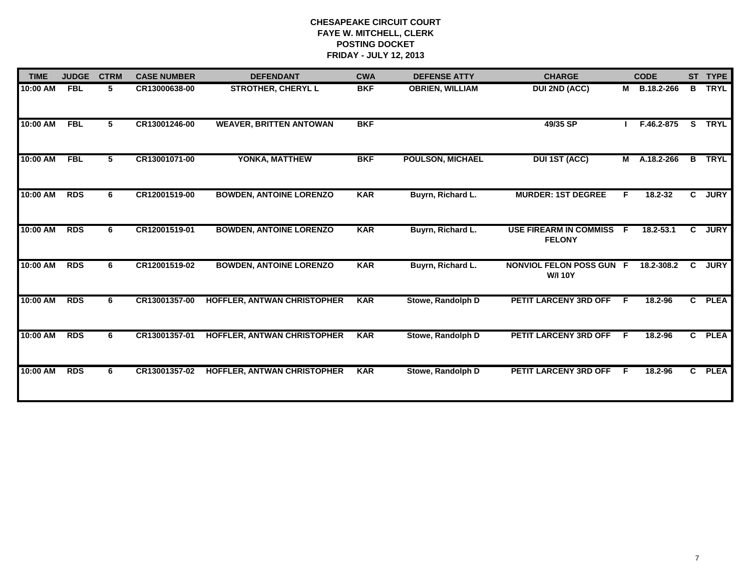# CHESAPEAKE CIRCUIT COURT
## FAYE W. MITCHELL, CLERK
## POSTING DOCKET
## FRIDAY - JULY 12, 2013

| TIME | JUDGE | CTRM | CASE NUMBER | DEFENDANT | CWA | DEFENSE ATTY | CHARGE | | CODE | ST | TYPE |
|---|---|---|---|---|---|---|---|---|---|---|---|
| 10:00 AM | FBL | 5 | CR13000638-00 | STROTHER, CHERYL L | BKF | OBRIEN, WILLIAM | DUI 2ND (ACC) | M | B.18.2-266 | B | TRYL |
| 10:00 AM | FBL | 5 | CR13001246-00 | WEAVER, BRITTEN ANTOWAN | BKF | | 49/35 SP | I | F.46.2-875 | S | TRYL |
| 10:00 AM | FBL | 5 | CR13001071-00 | YONKA, MATTHEW | BKF | POULSON, MICHAEL | DUI 1ST (ACC) | M | A.18.2-266 | B | TRYL |
| 10:00 AM | RDS | 6 | CR12001519-00 | BOWDEN, ANTOINE LORENZO | KAR | Buyrn, Richard L. | MURDER: 1ST DEGREE | F | 18.2-32 | C | JURY |
| 10:00 AM | RDS | 6 | CR12001519-01 | BOWDEN, ANTOINE LORENZO | KAR | Buyrn, Richard L. | USE FIREARM IN COMMISS FELONY | F | 18.2-53.1 | C | JURY |
| 10:00 AM | RDS | 6 | CR12001519-02 | BOWDEN, ANTOINE LORENZO | KAR | Buyrn, Richard L. | NONVIOL FELON POSS GUN W/I 10Y | F | 18.2-308.2 | C | JURY |
| 10:00 AM | RDS | 6 | CR13001357-00 | HOFFLER, ANTWAN CHRISTOPHER | KAR | Stowe, Randolph D | PETIT LARCENY 3RD OFF | F | 18.2-96 | C | PLEA |
| 10:00 AM | RDS | 6 | CR13001357-01 | HOFFLER, ANTWAN CHRISTOPHER | KAR | Stowe, Randolph D | PETIT LARCENY 3RD OFF | F | 18.2-96 | C | PLEA |
| 10:00 AM | RDS | 6 | CR13001357-02 | HOFFLER, ANTWAN CHRISTOPHER | KAR | Stowe, Randolph D | PETIT LARCENY 3RD OFF | F | 18.2-96 | C | PLEA |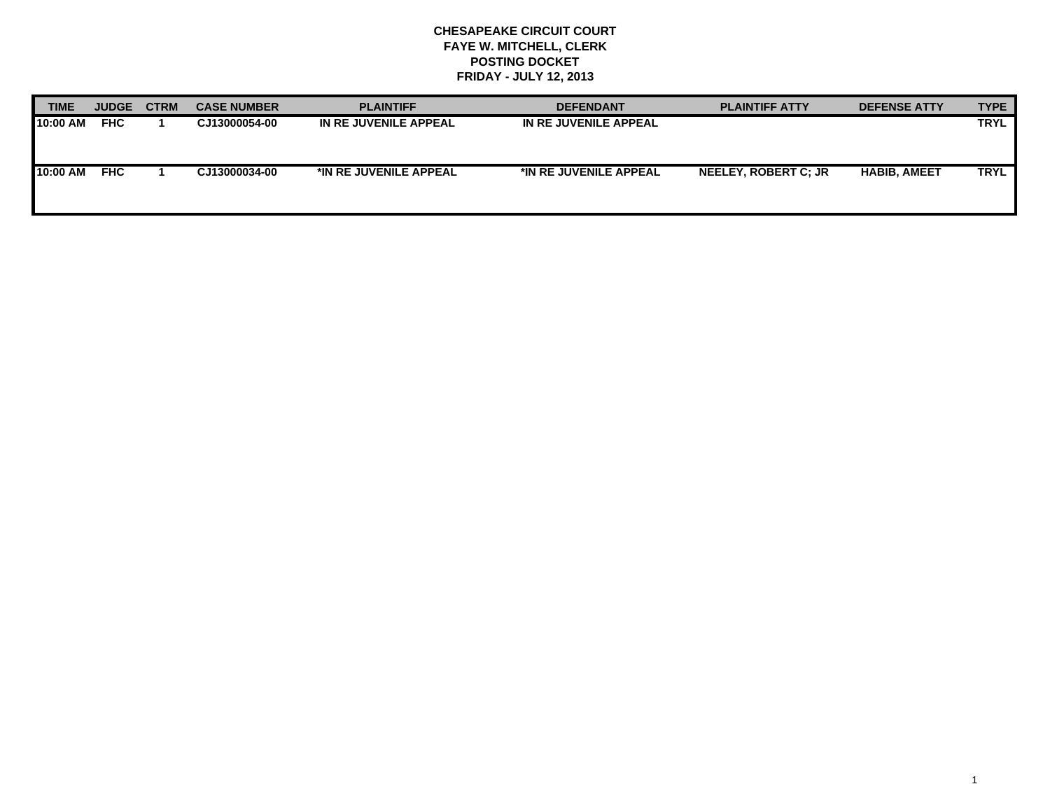**CHESAPEAKE CIRCUIT COURT**
**FAYE W. MITCHELL, CLERK**
**POSTING DOCKET**
**FRIDAY - JULY 12, 2013**

| TIME | JUDGE | CTRM | CASE NUMBER | PLAINTIFF | DEFENDANT | PLAINTIFF ATTY | DEFENSE ATTY | TYPE |
|---|---|---|---|---|---|---|---|---|
| 10:00 AM | FHC | 1 | CJ13000054-00 | IN RE JUVENILE APPEAL | IN RE JUVENILE APPEAL | | | TRYL |
| 10:00 AM | FHC | 1 | CJ13000034-00 | *IN RE JUVENILE APPEAL | *IN RE JUVENILE APPEAL | NEELEY, ROBERT C; JR | HABIB, AMEET | TRYL |